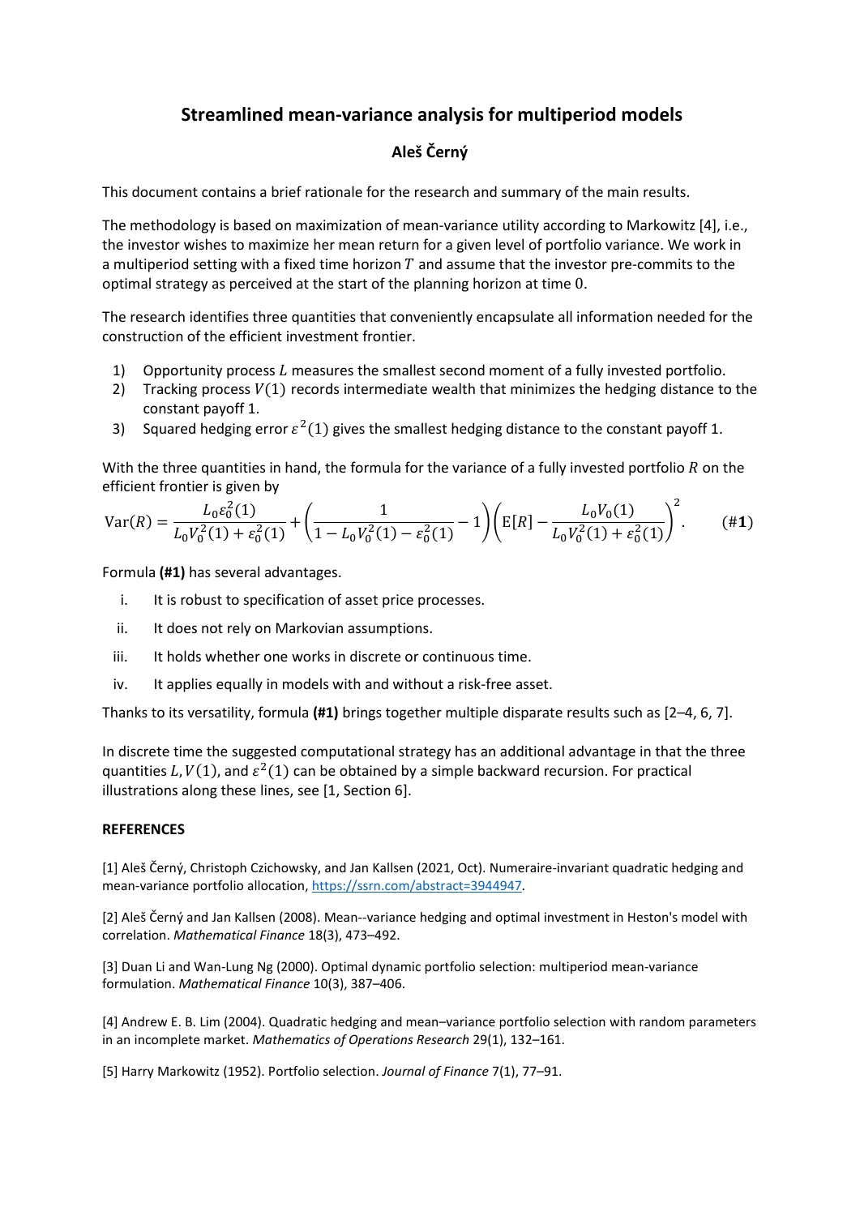# Streamlined mean-variance analysis for multiperiod models

**Aleš Černý**

This document contains a brief rationale for the research and summary of the main results.

The methodology is based on maximization of mean-variance utility according to Markowitz [4], i.e., the investor wishes to maximize her mean return for a given level of portfolio variance. We work in a multiperiod setting with a fixed time horizon $T$ and assume that the investor pre-commits to the optimal strategy as perceived at the start of the planning horizon at time $0$.

The research identifies three quantities that conveniently encapsulate all information needed for the construction of the efficient investment frontier.

1) Opportunity process $L$ measures the smallest second moment of a fully invested portfolio.
2) Tracking process $V(1)$ records intermediate wealth that minimizes the hedging distance to the constant payoff 1.
3) Squared hedging error $\varepsilon^2(1)$ gives the smallest hedging distance to the constant payoff 1.

With the three quantities in hand, the formula for the variance of a fully invested portfolio $R$ on the efficient frontier is given by

$$\mathrm{Var}(R) = \frac{L_0\varepsilon_0^2(1)}{L_0V_0^2(1)+\varepsilon_0^2(1)} + \left(\frac{1}{1-L_0V_0^2(1)-\varepsilon_0^2(1)} - 1\right)\left(\mathrm{E}[R] - \frac{L_0V_0(1)}{L_0V_0^2(1)+\varepsilon_0^2(1)}\right)^2. \qquad (\#\mathbf{1})$$

Formula **(#1)** has several advantages.

i. It is robust to specification of asset price processes.
ii. It does not rely on Markovian assumptions.
iii. It holds whether one works in discrete or continuous time.
iv. It applies equally in models with and without a risk-free asset.

Thanks to its versatility, formula **(#1)** brings together multiple disparate results such as [2–4, 6, 7].

In discrete time the suggested computational strategy has an additional advantage in that the three quantities $L, V(1)$, and $\varepsilon^2(1)$ can be obtained by a simple backward recursion. For practical illustrations along these lines, see [1, Section 6].

**REFERENCES**

[1] Aleš Černý, Christoph Czichowsky, and Jan Kallsen (2021, Oct). Numeraire-invariant quadratic hedging and mean-variance portfolio allocation, https://ssrn.com/abstract=3944947.

[2] Aleš Černý and Jan Kallsen (2008). Mean--variance hedging and optimal investment in Heston's model with correlation. *Mathematical Finance* 18(3), 473–492.

[3] Duan Li and Wan-Lung Ng (2000). Optimal dynamic portfolio selection: multiperiod mean-variance formulation. *Mathematical Finance* 10(3), 387–406.

[4] Andrew E. B. Lim (2004). Quadratic hedging and mean–variance portfolio selection with random parameters in an incomplete market. *Mathematics of Operations Research* 29(1), 132–161.

[5] Harry Markowitz (1952). Portfolio selection. *Journal of Finance* 7(1), 77–91.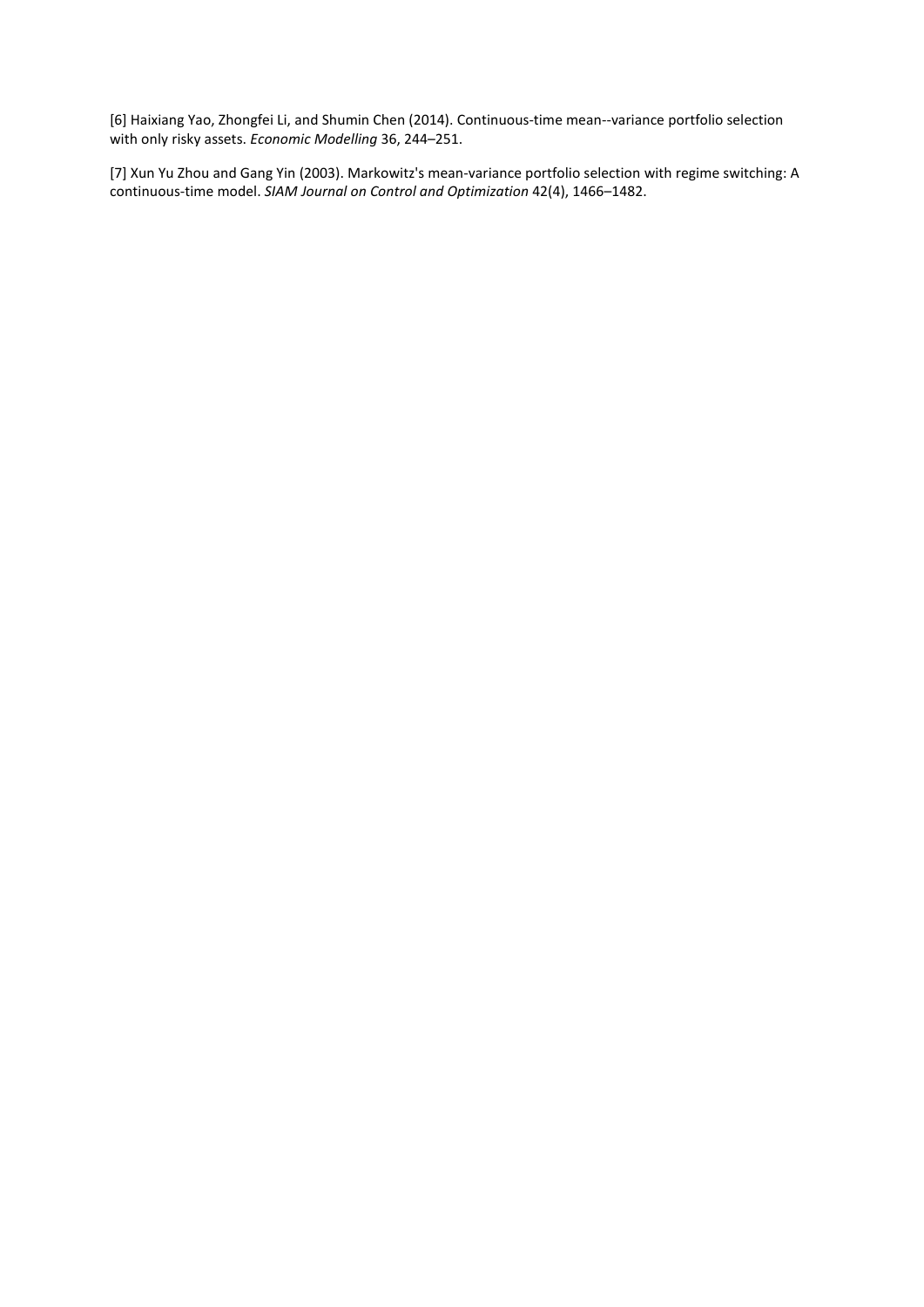[6] Haixiang Yao, Zhongfei Li, and Shumin Chen (2014). Continuous-time mean--variance portfolio selection with only risky assets. *Economic Modelling* 36, 244–251.

[7] Xun Yu Zhou and Gang Yin (2003). Markowitz's mean-variance portfolio selection with regime switching: A continuous-time model. *SIAM Journal on Control and Optimization* 42(4), 1466–1482.